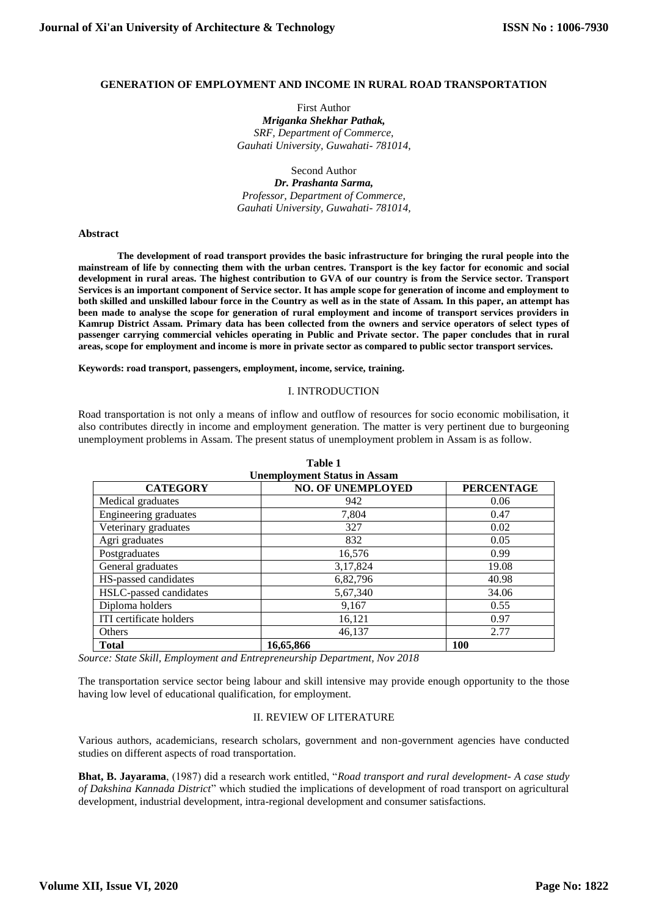# GENERATION OF EMPLOYMENT AND INCOME IN RURAL ROAD TRANSPORTATION

First Author
***Mriganka Shekhar Pathak,***
*SRF, Department of Commerce,*
*Gauhati University, Guwahati- 781014,*

Second Author
***Dr. Prashanta Sarma,***
*Professor, Department of Commerce,*
*Gauhati University, Guwahati- 781014,*

**Abstract**

**The development of road transport provides the basic infrastructure for bringing the rural people into the mainstream of life by connecting them with the urban centres. Transport is the key factor for economic and social development in rural areas. The highest contribution to GVA of our country is from the Service sector. Transport Services is an important component of Service sector. It has ample scope for generation of income and employment to both skilled and unskilled labour force in the Country as well as in the state of Assam. In this paper, an attempt has been made to analyse the scope for generation of rural employment and income of transport services providers in Kamrup District Assam. Primary data has been collected from the owners and service operators of select types of passenger carrying commercial vehicles operating in Public and Private sector. The paper concludes that in rural areas, scope for employment and income is more in private sector as compared to public sector transport services.**

**Keywords: road transport, passengers, employment, income, service, training.**

## I. INTRODUCTION

Road transportation is not only a means of inflow and outflow of resources for socio economic mobilisation, it also contributes directly in income and employment generation. The matter is very pertinent due to burgeoning unemployment problems in Assam. The present status of unemployment problem in Assam is as follow.

**Table 1**
**Unemployment Status in Assam**

| CATEGORY | NO. OF UNEMPLOYED | PERCENTAGE |
|---|---|---|
| Medical graduates | 942 | 0.06 |
| Engineering graduates | 7,804 | 0.47 |
| Veterinary graduates | 327 | 0.02 |
| Agri graduates | 832 | 0.05 |
| Postgraduates | 16,576 | 0.99 |
| General graduates | 3,17,824 | 19.08 |
| HS-passed candidates | 6,82,796 | 40.98 |
| HSLC-passed candidates | 5,67,340 | 34.06 |
| Diploma holders | 9,167 | 0.55 |
| ITI certificate holders | 16,121 | 0.97 |
| Others | 46,137 | 2.77 |
| **Total** | **16,65,866** | **100** |

*Source: State Skill, Employment and Entrepreneurship Department, Nov 2018*

The transportation service sector being labour and skill intensive may provide enough opportunity to the those having low level of educational qualification, for employment.

## II. REVIEW OF LITERATURE

Various authors, academicians, research scholars, government and non-government agencies have conducted studies on different aspects of road transportation.

**Bhat, B. Jayarama**, (1987) did a research work entitled, "*Road transport and rural development- A case study of Dakshina Kannada District*" which studied the implications of development of road transport on agricultural development, industrial development, intra-regional development and consumer satisfactions.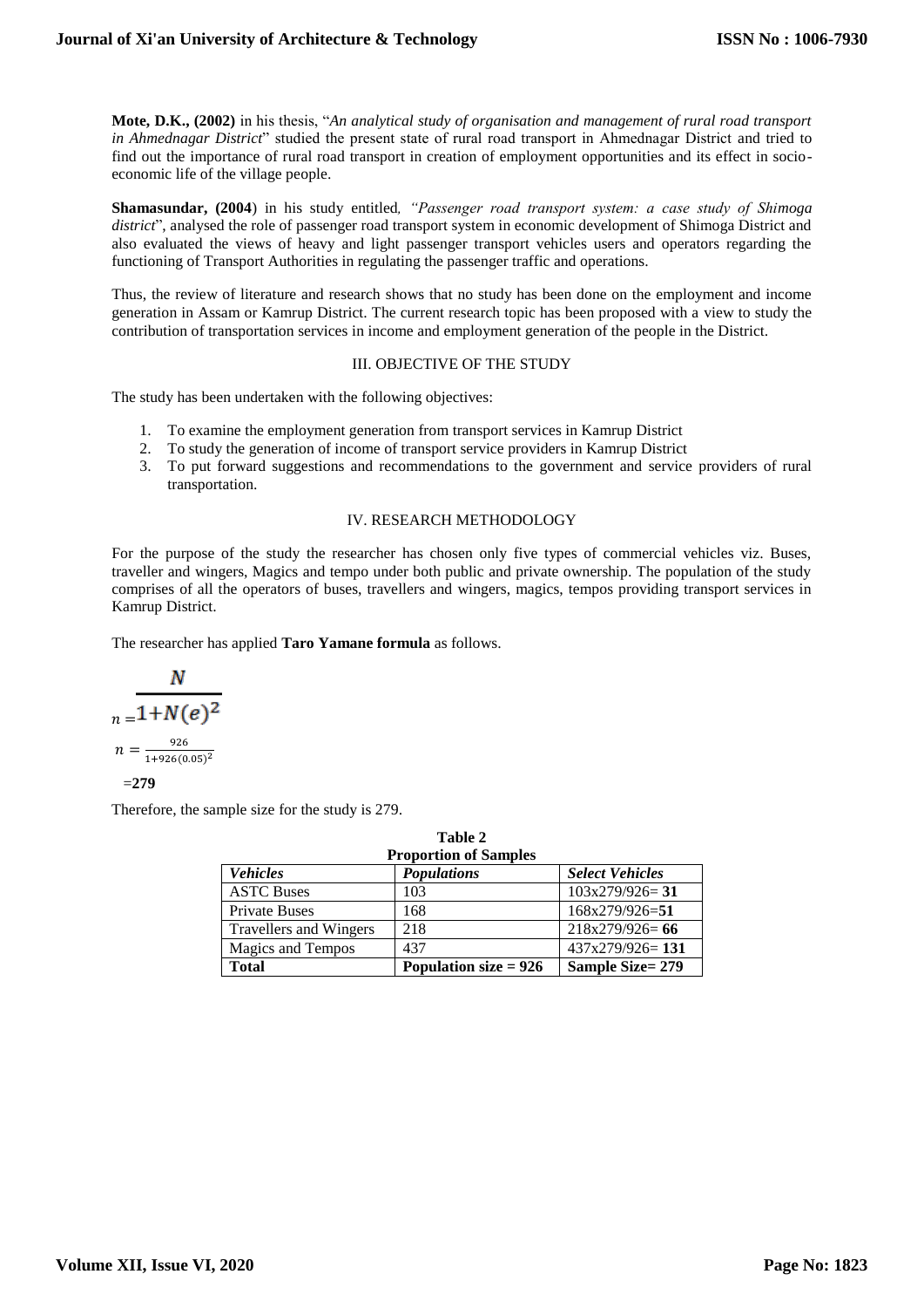**Mote, D.K., (2002)** in his thesis, "*An analytical study of organisation and management of rural road transport in Ahmednagar District*" studied the present state of rural road transport in Ahmednagar District and tried to find out the importance of rural road transport in creation of employment opportunities and its effect in socio-economic life of the village people.

**Shamasundar, (2004**) in his study entitled*, "Passenger road transport system: a case study of Shimoga district*", analysed the role of passenger road transport system in economic development of Shimoga District and also evaluated the views of heavy and light passenger transport vehicles users and operators regarding the functioning of Transport Authorities in regulating the passenger traffic and operations.

Thus, the review of literature and research shows that no study has been done on the employment and income generation in Assam or Kamrup District. The current research topic has been proposed with a view to study the contribution of transportation services in income and employment generation of the people in the District.

## III. OBJECTIVE OF THE STUDY

The study has been undertaken with the following objectives:

1. To examine the employment generation from transport services in Kamrup District
2. To study the generation of income of transport service providers in Kamrup District
3. To put forward suggestions and recommendations to the government and service providers of rural transportation.

## IV. RESEARCH METHODOLOGY

For the purpose of the study the researcher has chosen only five types of commercial vehicles viz. Buses, traveller and wingers, Magics and tempo under both public and private ownership. The population of the study comprises of all the operators of buses, travellers and wingers, magics, tempos providing transport services in Kamrup District.

The researcher has applied **Taro Yamane formula** as follows.

$$n = \frac{N}{1+N(e)^2}$$

$$n = \frac{926}{1+926(0.05)^2}$$

$= \mathbf{279}$

Therefore, the sample size for the study is 279.

**Table 2**
**Proportion of Samples**

| *Vehicles* | *Populations* | *Select Vehicles* |
|---|---|---|
| ASTC Buses | 103 | 103x279/926= **31** |
| Private Buses | 168 | 168x279/926=**51** |
| Travellers and Wingers | 218 | 218x279/926= **66** |
| Magics and Tempos | 437 | 437x279/926= **131** |
| **Total** | **Population size = 926** | **Sample Size= 279** |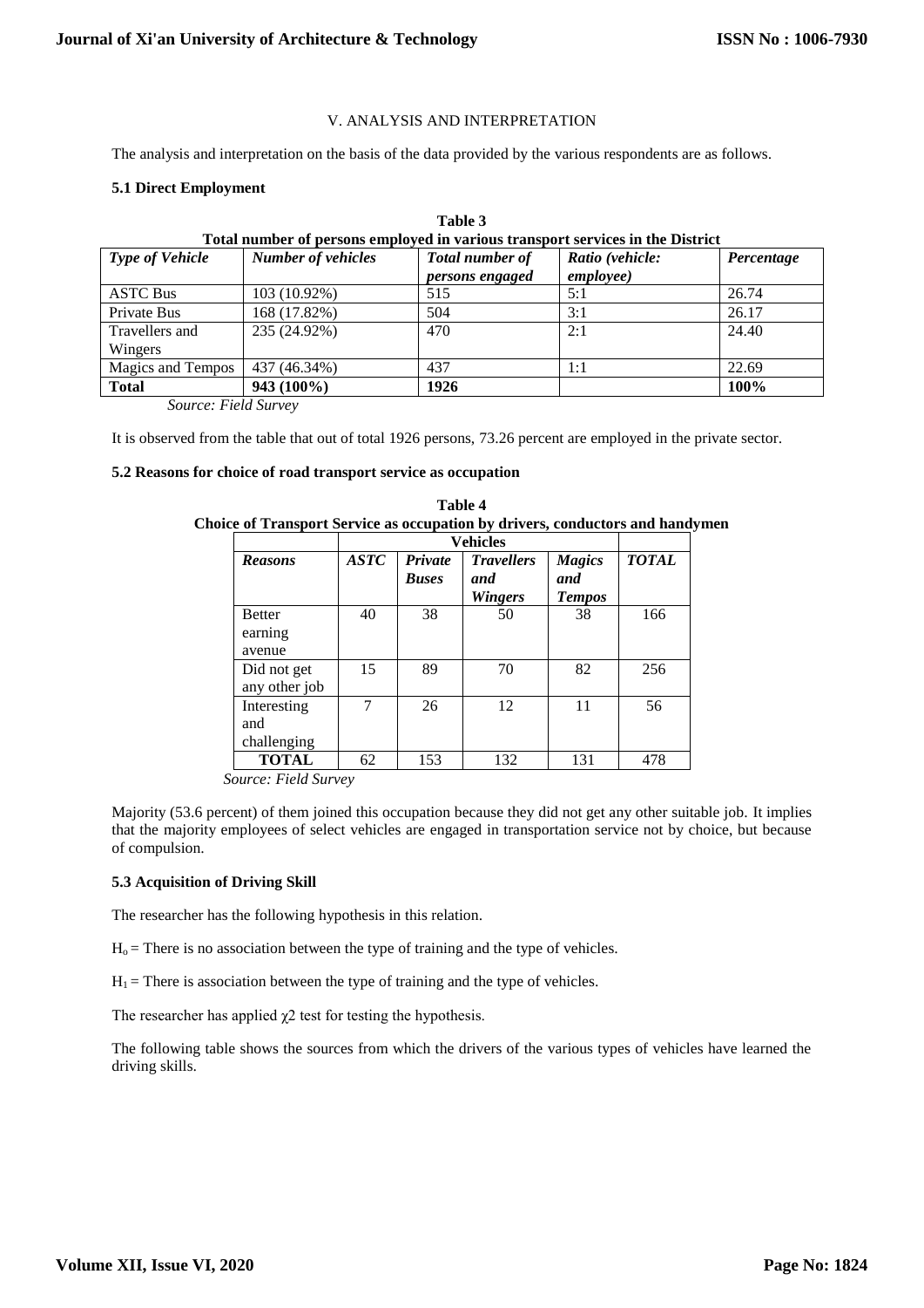## V. ANALYSIS AND INTERPRETATION

The analysis and interpretation on the basis of the data provided by the various respondents are as follows.

### 5.1 Direct Employment

**Table 3**
**Total number of persons employed in various transport services in the District**

| *Type of Vehicle* | *Number of vehicles* | *Total number of persons engaged* | *Ratio (vehicle: employee)* | *Percentage* |
|---|---|---|---|---|
| ASTC Bus | 103 (10.92%) | 515 | 5:1 | 26.74 |
| Private Bus | 168 (17.82%) | 504 | 3:1 | 26.17 |
| Travellers and Wingers | 235 (24.92%) | 470 | 2:1 | 24.40 |
| Magics and Tempos | 437 (46.34%) | 437 | 1:1 | 22.69 |
| **Total** | **943 (100%)** | **1926** | | **100%** |

*Source: Field Survey*

It is observed from the table that out of total 1926 persons, 73.26 percent are employed in the private sector.

### 5.2 Reasons for choice of road transport service as occupation

**Table 4**
**Choice of Transport Service as occupation by drivers, conductors and handymen**

| | **Vehicles** | | | | |
|---|---|---|---|---|---|
| ***Reasons*** | ***ASTC*** | ***Private Buses*** | ***Travellers and Wingers*** | ***Magics and Tempos*** | ***TOTAL*** |
| Better earning avenue | 40 | 38 | 50 | 38 | 166 |
| Did not get any other job | 15 | 89 | 70 | 82 | 256 |
| Interesting and challenging | 7 | 26 | 12 | 11 | 56 |
| **TOTAL** | 62 | 153 | 132 | 131 | 478 |

*Source: Field Survey*

Majority (53.6 percent) of them joined this occupation because they did not get any other suitable job. It implies that the majority employees of select vehicles are engaged in transportation service not by choice, but because of compulsion.

### 5.3 Acquisition of Driving Skill

The researcher has the following hypothesis in this relation.

$H_o$ = There is no association between the type of training and the type of vehicles.

$H_1$ = There is association between the type of training and the type of vehicles.

The researcher has applied $\chi 2$ test for testing the hypothesis.

The following table shows the sources from which the drivers of the various types of vehicles have learned the driving skills.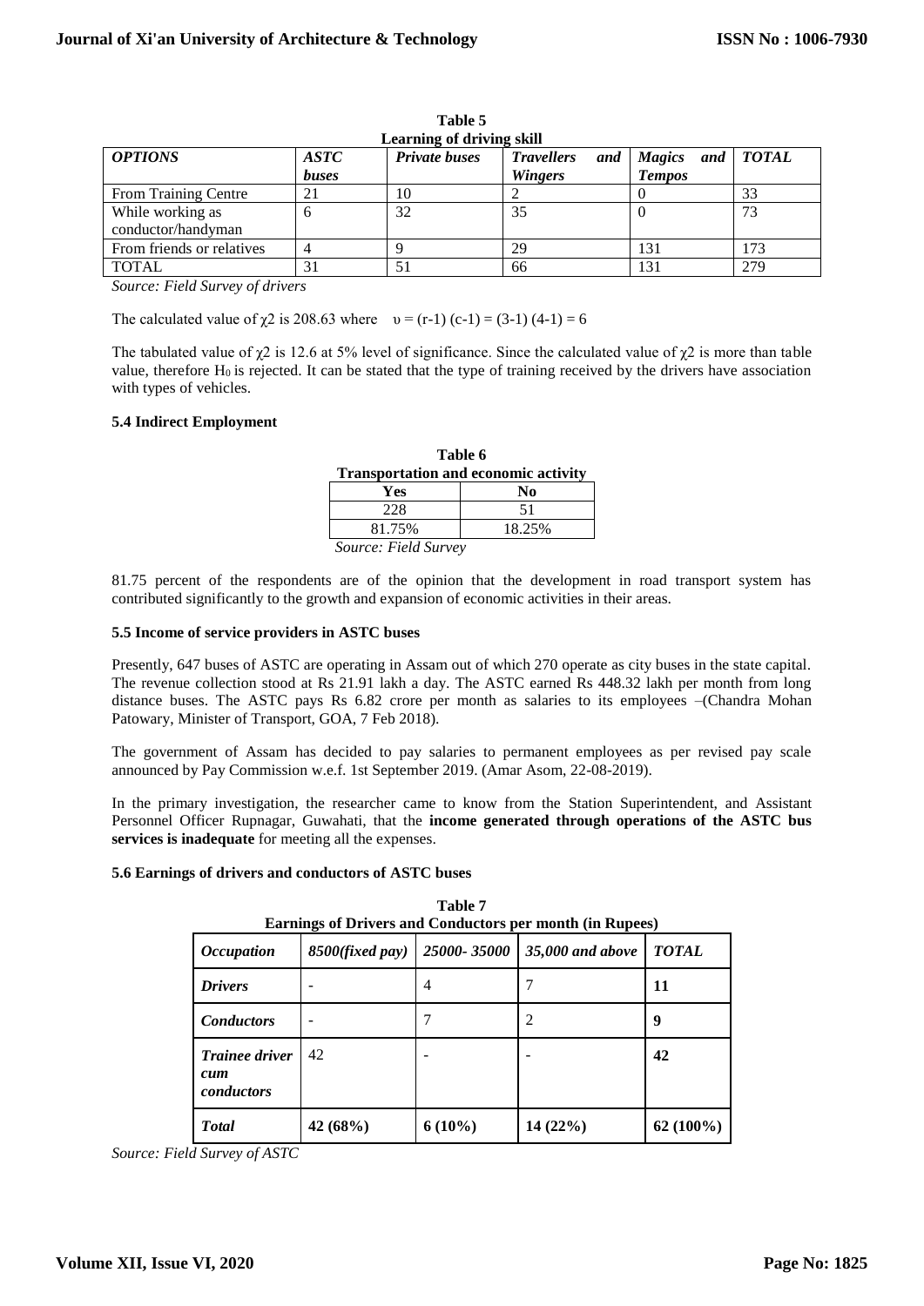**Table 5**
**Learning of driving skill**

| *OPTIONS* | *ASTC buses* | *Private buses* | *Travellers and Wingers* | *Magics and Tempos* | *TOTAL* |
|---|---|---|---|---|---|
| From Training Centre | 21 | 10 | 2 | 0 | 33 |
| While working as conductor/handyman | 6 | 32 | 35 | 0 | 73 |
| From friends or relatives | 4 | 9 | 29 | 131 | 173 |
| TOTAL | 31 | 51 | 66 | 131 | 279 |

*Source: Field Survey of drivers*

The calculated value of $\chi 2$ is 208.63 where $\upsilon = (r-1)(c-1) = (3-1)(4-1) = 6$

The tabulated value of $\chi 2$ is 12.6 at 5% level of significance. Since the calculated value of $\chi 2$ is more than table value, therefore $H_0$ is rejected. It can be stated that the type of training received by the drivers have association with types of vehicles.

### 5.4 Indirect Employment

**Table 6**
**Transportation and economic activity**

| Yes | No |
|---|---|
| 228 | 51 |
| 81.75% | 18.25% |

*Source: Field Survey*

81.75 percent of the respondents are of the opinion that the development in road transport system has contributed significantly to the growth and expansion of economic activities in their areas.

### 5.5 Income of service providers in ASTC buses

Presently, 647 buses of ASTC are operating in Assam out of which 270 operate as city buses in the state capital. The revenue collection stood at Rs 21.91 lakh a day. The ASTC earned Rs 448.32 lakh per month from long distance buses. The ASTC pays Rs 6.82 crore per month as salaries to its employees –(Chandra Mohan Patowary, Minister of Transport, GOA, 7 Feb 2018).

The government of Assam has decided to pay salaries to permanent employees as per revised pay scale announced by Pay Commission w.e.f. 1st September 2019. (Amar Asom, 22-08-2019).

In the primary investigation, the researcher came to know from the Station Superintendent, and Assistant Personnel Officer Rupnagar, Guwahati, that the **income generated through operations of the ASTC bus services is inadequate** for meeting all the expenses.

### 5.6 Earnings of drivers and conductors of ASTC buses

**Table 7**
**Earnings of Drivers and Conductors per month (in Rupees)**

| *Occupation* | *8500(fixed pay)* | *25000- 35000* | *35,000 and above* | *TOTAL* |
|---|---|---|---|---|
| ***Drivers*** | - | 4 | 7 | **11** |
| ***Conductors*** | - | 7 | 2 | **9** |
| ***Trainee driver cum conductors*** | 42 | - | - | **42** |
| ***Total*** | **42 (68%)** | **6 (10%)** | **14 (22%)** | **62 (100%)** |

*Source: Field Survey of ASTC*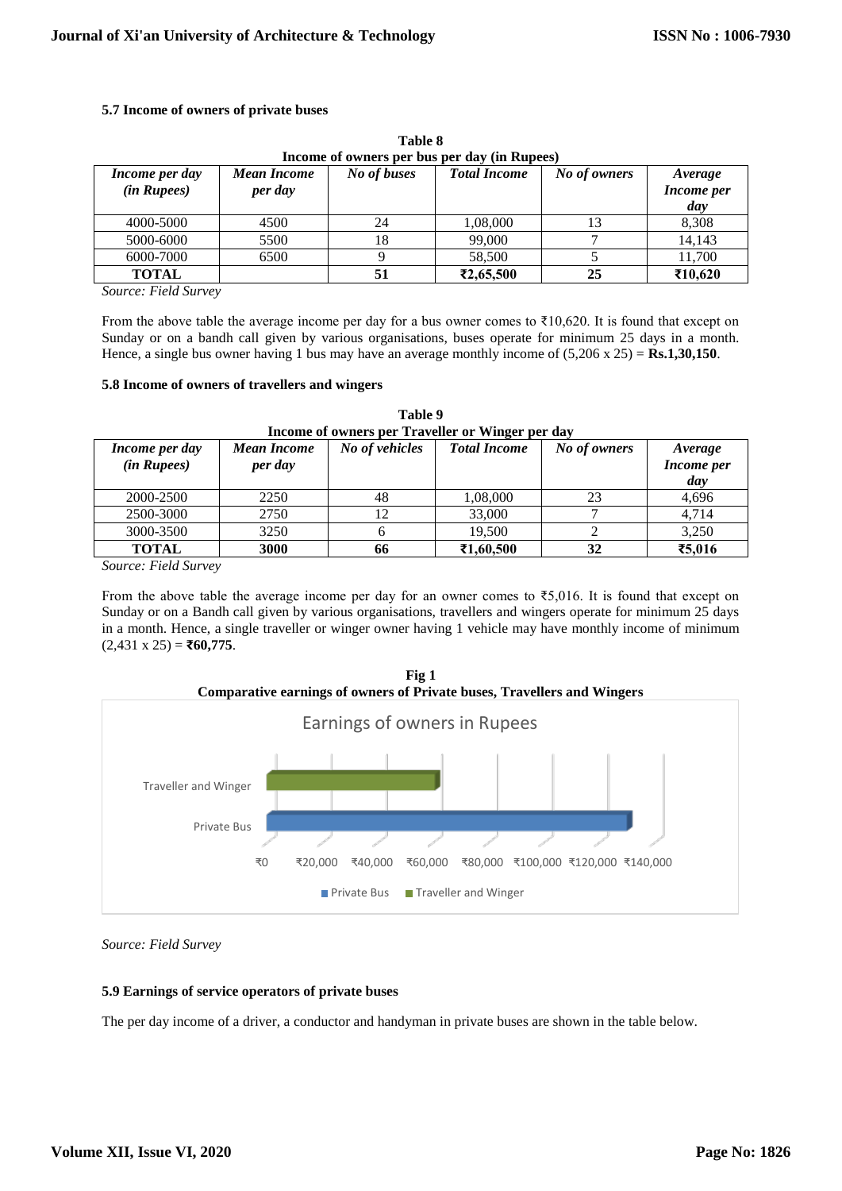### 5.7 Income of owners of private buses

**Table 8**
**Income of owners per bus per day (in Rupees)**

| *Income per day (in Rupees)* | *Mean Income per day* | *No of buses* | *Total Income* | *No of owners* | *Average Income per day* |
|---|---|---|---|---|---|
| 4000-5000 | 4500 | 24 | 1,08,000 | 13 | 8,308 |
| 5000-6000 | 5500 | 18 | 99,000 | 7 | 14,143 |
| 6000-7000 | 6500 | 9 | 58,500 | 5 | 11,700 |
| **TOTAL** | | **51** | **₹2,65,500** | **25** | **₹10,620** |

*Source: Field Survey*

From the above table the average income per day for a bus owner comes to ₹10,620. It is found that except on Sunday or on a bandh call given by various organisations, buses operate for minimum 25 days in a month. Hence, a single bus owner having 1 bus may have an average monthly income of (5,206 x 25) = **Rs.1,30,150**.

### 5.8 Income of owners of travellers and wingers

**Table 9**
**Income of owners per Traveller or Winger per day**

| *Income per day (in Rupees)* | *Mean Income per day* | *No of vehicles* | *Total Income* | *No of owners* | *Average Income per day* |
|---|---|---|---|---|---|
| 2000-2500 | 2250 | 48 | 1,08,000 | 23 | 4,696 |
| 2500-3000 | 2750 | 12 | 33,000 | 7 | 4,714 |
| 3000-3500 | 3250 | 6 | 19,500 | 2 | 3,250 |
| **TOTAL** | **3000** | **66** | **₹1,60,500** | **32** | **₹5,016** |

*Source: Field Survey*

From the above table the average income per day for an owner comes to ₹5,016. It is found that except on Sunday or on a Bandh call given by various organisations, travellers and wingers operate for minimum 25 days in a month. Hence, a single traveller or winger owner having 1 vehicle may have monthly income of minimum (2,431 x 25) = **₹60,775**.

**Fig 1**
**Comparative earnings of owners of Private buses, Travellers and Wingers**

Earnings of owners in Rupees

Traveller and Winger

Private Bus

₹0 ₹20,000 ₹40,000 ₹60,000 ₹80,000 ₹100,000 ₹120,000 ₹140,000

■ Private Bus ■ Traveller and Winger

*Source: Field Survey*

### 5.9 Earnings of service operators of private buses

The per day income of a driver, a conductor and handyman in private buses are shown in the table below.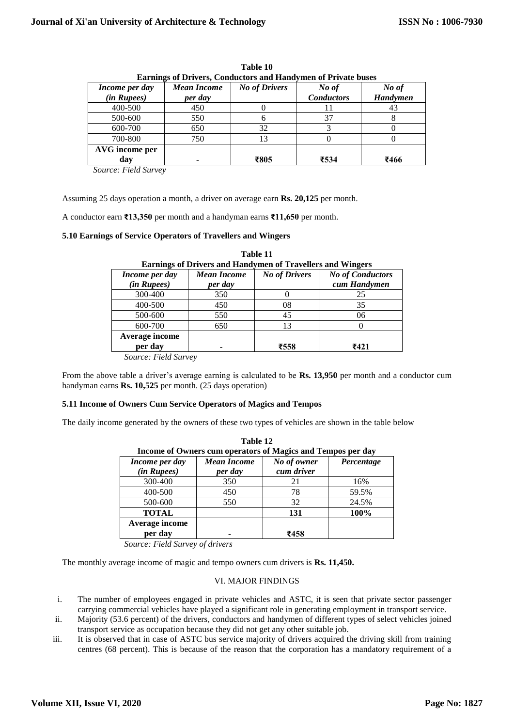**Table 10**
**Earnings of Drivers, Conductors and Handymen of Private buses**

| *Income per day (in Rupees)* | *Mean Income per day* | *No of Drivers* | *No of Conductors* | *No of Handymen* |
|---|---|---|---|---|
| 400-500 | 450 | 0 | 11 | 43 |
| 500-600 | 550 | 6 | 37 | 8 |
| 600-700 | 650 | 32 | 3 | 0 |
| 700-800 | 750 | 13 | 0 | 0 |
| **AVG income per day** | - | **₹805** | **₹534** | **₹466** |

*Source: Field Survey*

Assuming 25 days operation a month, a driver on average earn **Rs. 20,125** per month.

A conductor earn **₹13,350** per month and a handyman earns **₹11,650** per month.

### 5.10 Earnings of Service Operators of Travellers and Wingers

**Table 11**
**Earnings of Drivers and Handymen of Travellers and Wingers**

| *Income per day (in Rupees)* | *Mean Income per day* | *No of Drivers* | *No of Conductors cum Handymen* |
|---|---|---|---|
| 300-400 | 350 | 0 | 25 |
| 400-500 | 450 | 08 | 35 |
| 500-600 | 550 | 45 | 06 |
| 600-700 | 650 | 13 | 0 |
| **Average income per day** | - | **₹558** | **₹421** |

*Source: Field Survey*

From the above table a driver's average earning is calculated to be **Rs. 13,950** per month and a conductor cum handyman earns **Rs. 10,525** per month. (25 days operation)

### 5.11 Income of Owners Cum Service Operators of Magics and Tempos

The daily income generated by the owners of these two types of vehicles are shown in the table below

**Table 12**
**Income of Owners cum operators of Magics and Tempos per day**

| *Income per day (in Rupees)* | *Mean Income per day* | *No of owner cum driver* | *Percentage* |
|---|---|---|---|
| 300-400 | 350 | 21 | 16% |
| 400-500 | 450 | 78 | 59.5% |
| 500-600 | 550 | 32 | 24.5% |
| **TOTAL** | | **131** | **100%** |
| **Average income per day** | - | **₹458** | |

*Source: Field Survey of drivers*

The monthly average income of magic and tempo owners cum drivers is **Rs. 11,450.**

## VI. MAJOR FINDINGS

i. The number of employees engaged in private vehicles and ASTC, it is seen that private sector passenger carrying commercial vehicles have played a significant role in generating employment in transport service.

ii. Majority (53.6 percent) of the drivers, conductors and handymen of different types of select vehicles joined transport service as occupation because they did not get any other suitable job.

iii. It is observed that in case of ASTC bus service majority of drivers acquired the driving skill from training centres (68 percent). This is because of the reason that the corporation has a mandatory requirement of a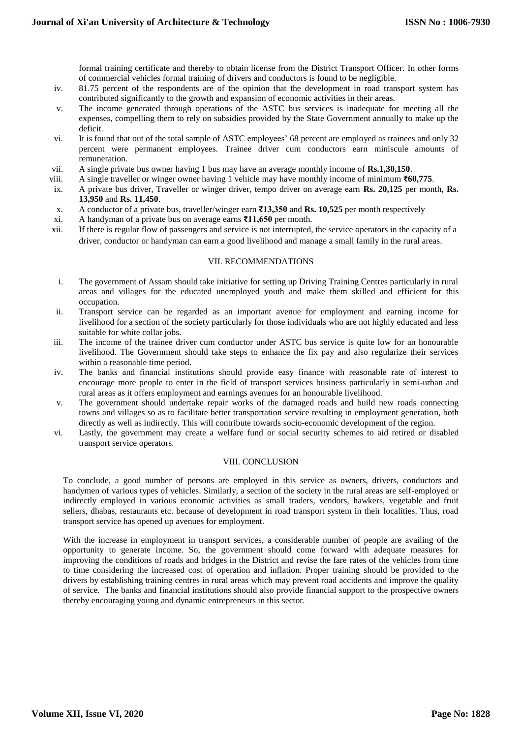formal training certificate and thereby to obtain license from the District Transport Officer. In other forms of commercial vehicles formal training of drivers and conductors is found to be negligible.

iv. 81.75 percent of the respondents are of the opinion that the development in road transport system has contributed significantly to the growth and expansion of economic activities in their areas.

v. The income generated through operations of the ASTC bus services is inadequate for meeting all the expenses, compelling them to rely on subsidies provided by the State Government annually to make up the deficit.

vi. It is found that out of the total sample of ASTC employees' 68 percent are employed as trainees and only 32 percent were permanent employees. Trainee driver cum conductors earn miniscule amounts of remuneration.

vii. A single private bus owner having 1 bus may have an average monthly income of **Rs.1,30,150**.

viii. A single traveller or winger owner having 1 vehicle may have monthly income of minimum **₹60,775**.

ix. A private bus driver, Traveller or winger driver, tempo driver on average earn **Rs. 20,125** per month, **Rs. 13,950** and **Rs. 11,450**.

x. A conductor of a private bus, traveller/winger earn **₹13,350** and **Rs. 10,525** per month respectively

xi. A handyman of a private bus on average earns **₹11,650** per month.

xii. If there is regular flow of passengers and service is not interrupted, the service operators in the capacity of a driver, conductor or handyman can earn a good livelihood and manage a small family in the rural areas.

## VII. RECOMMENDATIONS

i. The government of Assam should take initiative for setting up Driving Training Centres particularly in rural areas and villages for the educated unemployed youth and make them skilled and efficient for this occupation.

ii. Transport service can be regarded as an important avenue for employment and earning income for livelihood for a section of the society particularly for those individuals who are not highly educated and less suitable for white collar jobs.

iii. The income of the trainee driver cum conductor under ASTC bus service is quite low for an honourable livelihood. The Government should take steps to enhance the fix pay and also regularize their services within a reasonable time period.

iv. The banks and financial institutions should provide easy finance with reasonable rate of interest to encourage more people to enter in the field of transport services business particularly in semi-urban and rural areas as it offers employment and earnings avenues for an honourable livelihood.

v. The government should undertake repair works of the damaged roads and build new roads connecting towns and villages so as to facilitate better transportation service resulting in employment generation, both directly as well as indirectly. This will contribute towards socio-economic development of the region.

vi. Lastly, the government may create a welfare fund or social security schemes to aid retired or disabled transport service operators.

## VIII. CONCLUSION

To conclude, a good number of persons are employed in this service as owners, drivers, conductors and handymen of various types of vehicles. Similarly, a section of the society in the rural areas are self-employed or indirectly employed in various economic activities as small traders, vendors, hawkers, vegetable and fruit sellers, dhabas, restaurants etc. because of development in road transport system in their localities. Thus, road transport service has opened up avenues for employment.

With the increase in employment in transport services, a considerable number of people are availing of the opportunity to generate income. So, the government should come forward with adequate measures for improving the conditions of roads and bridges in the District and revise the fare rates of the vehicles from time to time considering the increased cost of operation and inflation. Proper training should be provided to the drivers by establishing training centres in rural areas which may prevent road accidents and improve the quality of service. The banks and financial institutions should also provide financial support to the prospective owners thereby encouraging young and dynamic entrepreneurs in this sector.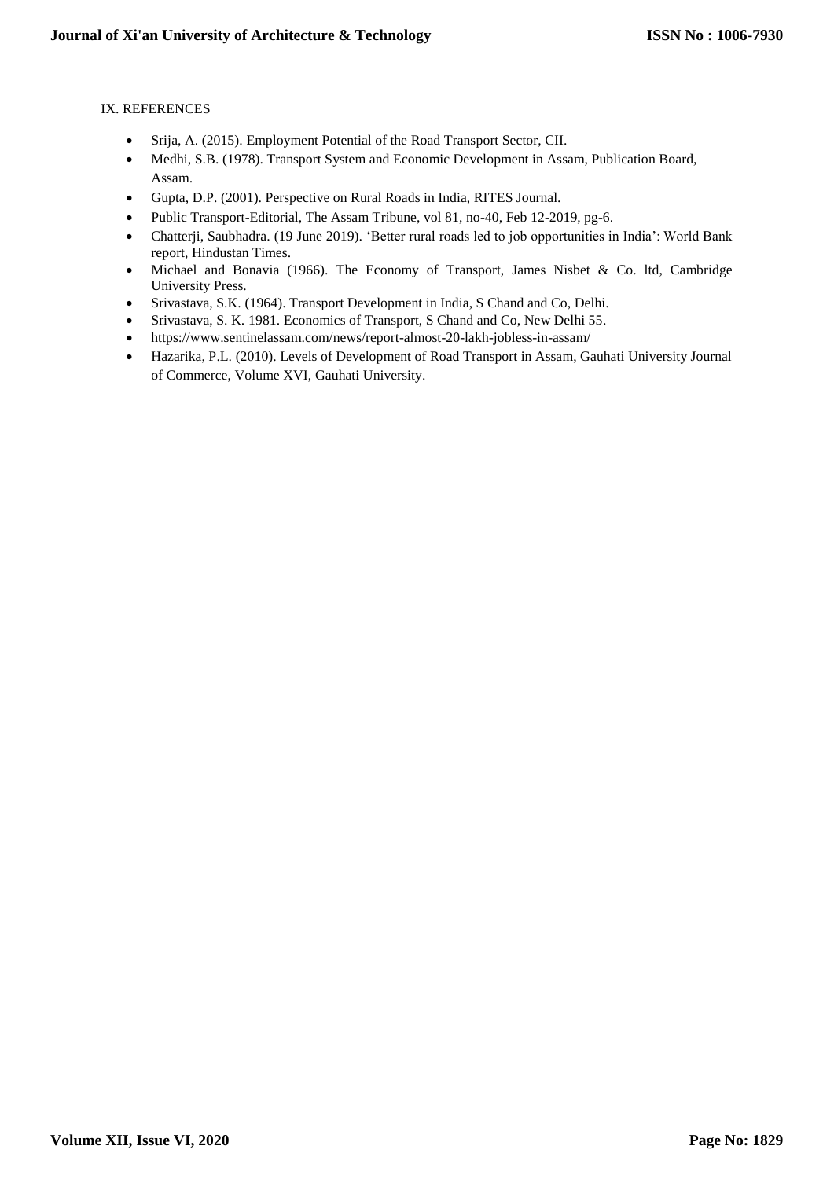## IX. REFERENCES

- Srija, A. (2015). Employment Potential of the Road Transport Sector, CII.
- Medhi, S.B. (1978). Transport System and Economic Development in Assam, Publication Board, Assam.
- Gupta, D.P. (2001). Perspective on Rural Roads in India, RITES Journal.
- Public Transport-Editorial, The Assam Tribune, vol 81, no-40, Feb 12-2019, pg-6.
- Chatterji, Saubhadra. (19 June 2019). 'Better rural roads led to job opportunities in India': World Bank report, Hindustan Times.
- Michael and Bonavia (1966). The Economy of Transport, James Nisbet & Co. ltd, Cambridge University Press.
- Srivastava, S.K. (1964). Transport Development in India, S Chand and Co, Delhi.
- Srivastava, S. K. 1981. Economics of Transport, S Chand and Co, New Delhi 55.
- https://www.sentinelassam.com/news/report-almost-20-lakh-jobless-in-assam/
- Hazarika, P.L. (2010). Levels of Development of Road Transport in Assam, Gauhati University Journal of Commerce, Volume XVI, Gauhati University.